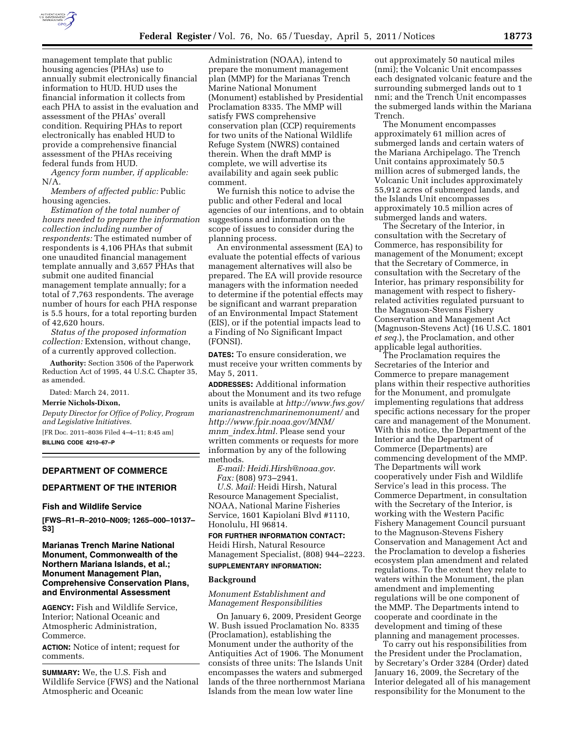management template that public housing agencies (PHAs) use to annually submit electronically financial information to HUD. HUD uses the financial information it collects from each PHA to assist in the evaluation and assessment of the PHAs' overall condition. Requiring PHAs to report electronically has enabled HUD to provide a comprehensive financial assessment of the PHAs receiving federal funds from HUD.

*Agency form number, if applicable:* N/A.

*Members of affected public:* Public housing agencies.

*Estimation of the total number of hours needed to prepare the information collection including number of respondents:* The estimated number of respondents is 4,106 PHAs that submit one unaudited financial management template annually and 3,657 PHAs that submit one audited financial management template annually; for a total of 7,763 respondents. The average number of hours for each PHA response is 5.5 hours, for a total reporting burden of 42,620 hours.

*Status of the proposed information collection:* Extension, without change, of a currently approved collection.

**Authority:** Section 3506 of the Paperwork Reduction Act of 1995, 44 U.S.C. Chapter 35, as amended.

Dated: March 24, 2011.

**Merrie Nichols-Dixon,**

*Deputy Director for Office of Policy, Program and Legislative Initiatives.*

[FR Doc. 2011–8036 Filed 4–4–11; 8:45 am]

**BILLING CODE 4210–67–P**

---

## DEPARTMENT OF COMMERCE

## DEPARTMENT OF THE INTERIOR

### Fish and Wildlife Service

**[FWS–R1–R–2010–N009; 1265–000–10137–S3]**

### Marianas Trench Marine National Monument, Commonwealth of the Northern Mariana Islands, et al.; Monument Management Plan, Comprehensive Conservation Plans, and Environmental Assessment

**AGENCY:** Fish and Wildlife Service, Interior; National Oceanic and Atmospheric Administration, Commerce.

**ACTION:** Notice of intent; request for comments.

**SUMMARY:** We, the U.S. Fish and Wildlife Service (FWS) and the National Atmospheric and Oceanic Administration (NOAA), intend to prepare the monument management plan (MMP) for the Marianas Trench Marine National Monument (Monument) established by Presidential Proclamation 8335. The MMP will satisfy FWS comprehensive conservation plan (CCP) requirements for two units of the National Wildlife Refuge System (NWRS) contained therein. When the draft MMP is complete, we will advertise its availability and again seek public comment.

We furnish this notice to advise the public and other Federal and local agencies of our intentions, and to obtain suggestions and information on the scope of issues to consider during the planning process.

An environmental assessment (EA) to evaluate the potential effects of various management alternatives will also be prepared. The EA will provide resource managers with the information needed to determine if the potential effects may be significant and warrant preparation of an Environmental Impact Statement (EIS), or if the potential impacts lead to a Finding of No Significant Impact (FONSI).

**DATES:** To ensure consideration, we must receive your written comments by May 5, 2011.

**ADDRESSES:** Additional information about the Monument and its two refuge units is available at *http://www.fws.gov/marianastrenchmarinemonument/* and *http://www.fpir.noaa.gov/MNM/mnm_index.html.* Please send your written comments or requests for more information by any of the following methods.

*E-mail: Heidi.Hirsh@noaa.gov.*

*Fax:* (808) 973–2941.

*U.S. Mail:* Heidi Hirsh, Natural Resource Management Specialist, NOAA, National Marine Fisheries Service, 1601 Kapiolani Blvd #1110, Honolulu, HI 96814.

**FOR FURTHER INFORMATION CONTACT:** Heidi Hirsh, Natural Resource Management Specialist, (808) 944–2223.

**SUPPLEMENTARY INFORMATION:**

### Background

#### *Monument Establishment and Management Responsibilities*

On January 6, 2009, President George W. Bush issued Proclamation No. 8335 (Proclamation), establishing the Monument under the authority of the Antiquities Act of 1906. The Monument consists of three units: The Islands Unit encompasses the waters and submerged lands of the three northernmost Mariana Islands from the mean low water line out approximately 50 nautical miles (nmi); the Volcanic Unit encompasses each designated volcanic feature and the surrounding submerged lands out to 1 nmi; and the Trench Unit encompasses the submerged lands within the Mariana Trench.

The Monument encompasses approximately 61 million acres of submerged lands and certain waters of the Mariana Archipelago. The Trench Unit contains approximately 50.5 million acres of submerged lands, the Volcanic Unit includes approximately 55,912 acres of submerged lands, and the Islands Unit encompasses approximately 10.5 million acres of submerged lands and waters.

The Secretary of the Interior, in consultation with the Secretary of Commerce, has responsibility for management of the Monument; except that the Secretary of Commerce, in consultation with the Secretary of the Interior, has primary responsibility for management with respect to fishery-related activities regulated pursuant to the Magnuson-Stevens Fishery Conservation and Management Act (Magnuson-Stevens Act) (16 U.S.C. 1801 *et seq.*), the Proclamation, and other applicable legal authorities.

The Proclamation requires the Secretaries of the Interior and Commerce to prepare management plans within their respective authorities for the Monument, and promulgate implementing regulations that address specific actions necessary for the proper care and management of the Monument. With this notice, the Department of the Interior and the Department of Commerce (Departments) are commencing development of the MMP. The Departments will work cooperatively under Fish and Wildlife Service's lead in this process. The Commerce Department, in consultation with the Secretary of the Interior, is working with the Western Pacific Fishery Management Council pursuant to the Magnuson-Stevens Fishery Conservation and Management Act and the Proclamation to develop a fisheries ecosystem plan amendment and related regulations. To the extent they relate to waters within the Monument, the plan amendment and implementing regulations will be one component of the MMP. The Departments intend to cooperate and coordinate in the development and timing of these planning and management processes.

To carry out his responsibilities from the President under the Proclamation, by Secretary's Order 3284 (Order) dated January 16, 2009, the Secretary of the Interior delegated all of his management responsibility for the Monument to the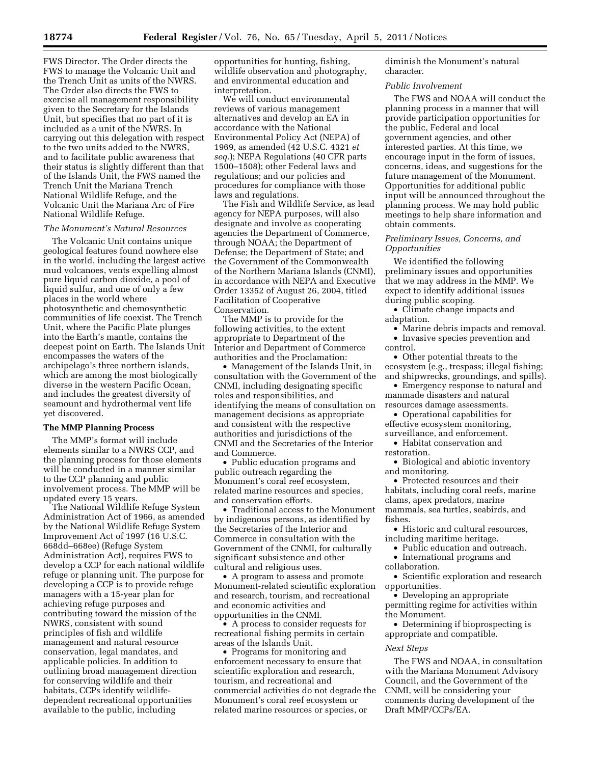FWS Director. The Order directs the FWS to manage the Volcanic Unit and the Trench Unit as units of the NWRS. The Order also directs the FWS to exercise all management responsibility given to the Secretary for the Islands Unit, but specifies that no part of it is included as a unit of the NWRS. In carrying out this delegation with respect to the two units added to the NWRS, and to facilitate public awareness that their status is slightly different than that of the Islands Unit, the FWS named the Trench Unit the Mariana Trench National Wildlife Refuge, and the Volcanic Unit the Mariana Arc of Fire National Wildlife Refuge.

*The Monument's Natural Resources*

The Volcanic Unit contains unique geological features found nowhere else in the world, including the largest active mud volcanoes, vents expelling almost pure liquid carbon dioxide, a pool of liquid sulfur, and one of only a few places in the world where photosynthetic and chemosynthetic communities of life coexist. The Trench Unit, where the Pacific Plate plunges into the Earth's mantle, contains the deepest point on Earth. The Islands Unit encompasses the waters of the archipelago's three northern islands, which are among the most biologically diverse in the western Pacific Ocean, and includes the greatest diversity of seamount and hydrothermal vent life yet discovered.

**The MMP Planning Process**

The MMP's format will include elements similar to a NWRS CCP, and the planning process for those elements will be conducted in a manner similar to the CCP planning and public involvement process. The MMP will be updated every 15 years.

The National Wildlife Refuge System Administration Act of 1966, as amended by the National Wildlife Refuge System Improvement Act of 1997 (16 U.S.C. 668dd–668ee) (Refuge System Administration Act), requires FWS to develop a CCP for each national wildlife refuge or planning unit. The purpose for developing a CCP is to provide refuge managers with a 15-year plan for achieving refuge purposes and contributing toward the mission of the NWRS, consistent with sound principles of fish and wildlife management and natural resource conservation, legal mandates, and applicable policies. In addition to outlining broad management direction for conserving wildlife and their habitats, CCPs identify wildlife-dependent recreational opportunities available to the public, including opportunities for hunting, fishing, wildlife observation and photography, and environmental education and interpretation.

We will conduct environmental reviews of various management alternatives and develop an EA in accordance with the National Environmental Policy Act (NEPA) of 1969, as amended (42 U.S.C. 4321 *et seq.*); NEPA Regulations (40 CFR parts 1500–1508); other Federal laws and regulations; and our policies and procedures for compliance with those laws and regulations.

The Fish and Wildlife Service, as lead agency for NEPA purposes, will also designate and involve as cooperating agencies the Department of Commerce, through NOAA; the Department of Defense; the Department of State; and the Government of the Commonwealth of the Northern Mariana Islands (CNMI), in accordance with NEPA and Executive Order 13352 of August 26, 2004, titled Facilitation of Cooperative Conservation.

The MMP is to provide for the following activities, to the extent appropriate to Department of the Interior and Department of Commerce authorities and the Proclamation:

- Management of the Islands Unit, in consultation with the Government of the CNMI, including designating specific roles and responsibilities, and identifying the means of consultation on management decisions as appropriate and consistent with the respective authorities and jurisdictions of the CNMI and the Secretaries of the Interior and Commerce.
- Public education programs and public outreach regarding the Monument's coral reef ecosystem, related marine resources and species, and conservation efforts.
- Traditional access to the Monument by indigenous persons, as identified by the Secretaries of the Interior and Commerce in consultation with the Government of the CNMI, for culturally significant subsistence and other cultural and religious uses.
- A program to assess and promote Monument-related scientific exploration and research, tourism, and recreational and economic activities and opportunities in the CNMI.
- A process to consider requests for recreational fishing permits in certain areas of the Islands Unit.
- Programs for monitoring and enforcement necessary to ensure that scientific exploration and research, tourism, and recreational and commercial activities do not degrade the Monument's coral reef ecosystem or related marine resources or species, or diminish the Monument's natural character.

*Public Involvement*

The FWS and NOAA will conduct the planning process in a manner that will provide participation opportunities for the public, Federal and local government agencies, and other interested parties. At this time, we encourage input in the form of issues, concerns, ideas, and suggestions for the future management of the Monument. Opportunities for additional public input will be announced throughout the planning process. We may hold public meetings to help share information and obtain comments.

*Preliminary Issues, Concerns, and Opportunities*

We identified the following preliminary issues and opportunities that we may address in the MMP. We expect to identify additional issues during public scoping.

- Climate change impacts and adaptation.
- Marine debris impacts and removal.
- Invasive species prevention and control.
- Other potential threats to the ecosystem (e.g., trespass; illegal fishing; and shipwrecks, groundings, and spills).
- Emergency response to natural and manmade disasters and natural resources damage assessments.
- Operational capabilities for effective ecosystem monitoring, surveillance, and enforcement.
- Habitat conservation and restoration.
- Biological and abiotic inventory and monitoring.
- Protected resources and their habitats, including coral reefs, marine clams, apex predators, marine mammals, sea turtles, seabirds, and fishes.
- Historic and cultural resources, including maritime heritage.
- Public education and outreach.
- International programs and collaboration.
- Scientific exploration and research opportunities.
- Developing an appropriate permitting regime for activities within the Monument.
- Determining if bioprospecting is appropriate and compatible.

*Next Steps*

The FWS and NOAA, in consultation with the Mariana Monument Advisory Council, and the Government of the CNMI, will be considering your comments during development of the Draft MMP/CCPs/EA.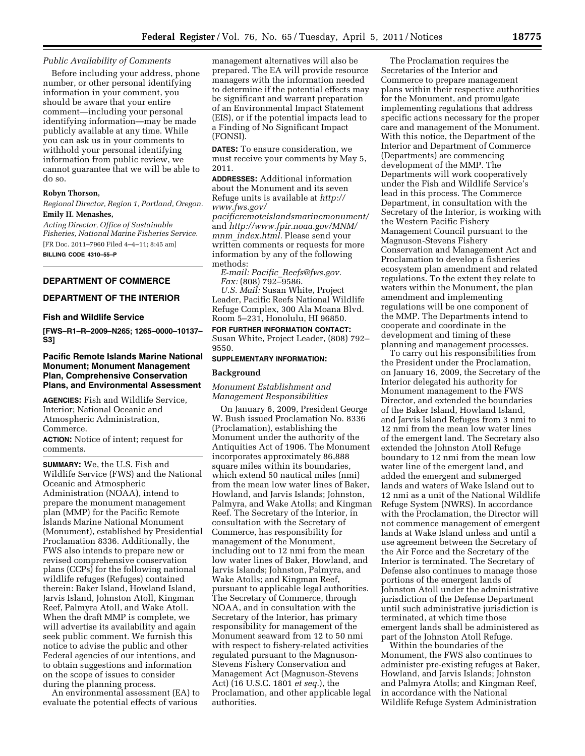*Public Availability of Comments*

Before including your address, phone number, or other personal identifying information in your comment, you should be aware that your entire comment—including your personal identifying information—may be made publicly available at any time. While you can ask us in your comments to withhold your personal identifying information from public review, we cannot guarantee that we will be able to do so.

**Robyn Thorson,**

*Regional Director, Region 1, Portland, Oregon.*

**Emily H. Menashes,**

*Acting Director, Office of Sustainable Fisheries, National Marine Fisheries Service.*

[FR Doc. 2011–7960 Filed 4–4–11; 8:45 am]

**BILLING CODE 4310–55–P**

---

## DEPARTMENT OF COMMERCE

## DEPARTMENT OF THE INTERIOR

### Fish and Wildlife Service

**[FWS–R1–R–2009–N265; 1265–0000–10137–S3]**

### Pacific Remote Islands Marine National Monument; Monument Management Plan, Comprehensive Conservation Plans, and Environmental Assessment

**AGENCIES:** Fish and Wildlife Service, Interior; National Oceanic and Atmospheric Administration, Commerce.

**ACTION:** Notice of intent; request for comments.

**SUMMARY:** We, the U.S. Fish and Wildlife Service (FWS) and the National Oceanic and Atmospheric Administration (NOAA), intend to prepare the monument management plan (MMP) for the Pacific Remote Islands Marine National Monument (Monument), established by Presidential Proclamation 8336. Additionally, the FWS also intends to prepare new or revised comprehensive conservation plans (CCPs) for the following national wildlife refuges (Refuges) contained therein: Baker Island, Howland Island, Jarvis Island, Johnston Atoll, Kingman Reef, Palmyra Atoll, and Wake Atoll. When the draft MMP is complete, we will advertise its availability and again seek public comment. We furnish this notice to advise the public and other Federal agencies of our intentions, and to obtain suggestions and information on the scope of issues to consider during the planning process.

An environmental assessment (EA) to evaluate the potential effects of various management alternatives will also be prepared. The EA will provide resource managers with the information needed to determine if the potential effects may be significant and warrant preparation of an Environmental Impact Statement (EIS), or if the potential impacts lead to a Finding of No Significant Impact (FONSI).

**DATES:** To ensure consideration, we must receive your comments by May 5, 2011.

**ADDRESSES:** Additional information about the Monument and its seven Refuge units is available at *http://www.fws.gov/pacificremoteislandsmarinemonument/* and *http://www.fpir.noaa.gov/MNM/mnm_index.html.* Please send your written comments or requests for more information by any of the following methods:

*E-mail: Pacific_Reefs@fws.gov.*
*Fax:* (808) 792–9586.
*U.S. Mail:* Susan White, Project Leader, Pacific Reefs National Wildlife Refuge Complex, 300 Ala Moana Blvd. Room 5–231, Honolulu, HI 96850.

**FOR FURTHER INFORMATION CONTACT:** Susan White, Project Leader, (808) 792–9550.

**SUPPLEMENTARY INFORMATION:**

#### Background

*Monument Establishment and Management Responsibilities*

On January 6, 2009, President George W. Bush issued Proclamation No. 8336 (Proclamation), establishing the Monument under the authority of the Antiquities Act of 1906. The Monument incorporates approximately 86,888 square miles within its boundaries, which extend 50 nautical miles (nmi) from the mean low water lines of Baker, Howland, and Jarvis Islands; Johnston, Palmyra, and Wake Atolls; and Kingman Reef. The Secretary of the Interior, in consultation with the Secretary of Commerce, has responsibility for management of the Monument, including out to 12 nmi from the mean low water lines of Baker, Howland, and Jarvis Islands; Johnston, Palmyra, and Wake Atolls; and Kingman Reef, pursuant to applicable legal authorities. The Secretary of Commerce, through NOAA, and in consultation with the Secretary of the Interior, has primary responsibility for management of the Monument seaward from 12 to 50 nmi with respect to fishery-related activities regulated pursuant to the Magnuson-Stevens Fishery Conservation and Management Act (Magnuson-Stevens Act) (16 U.S.C. 1801 *et seq.*), the Proclamation, and other applicable legal authorities.

The Proclamation requires the Secretaries of the Interior and Commerce to prepare management plans within their respective authorities for the Monument, and promulgate implementing regulations that address specific actions necessary for the proper care and management of the Monument. With this notice, the Department of the Interior and Department of Commerce (Departments) are commencing development of the MMP. The Departments will work cooperatively under the Fish and Wildlife Service's lead in this process. The Commerce Department, in consultation with the Secretary of the Interior, is working with the Western Pacific Fishery Management Council pursuant to the Magnuson-Stevens Fishery Conservation and Management Act and Proclamation to develop a fisheries ecosystem plan amendment and related regulations. To the extent they relate to waters within the Monument, the plan amendment and implementing regulations will be one component of the MMP. The Departments intend to cooperate and coordinate in the development and timing of these planning and management processes.

To carry out his responsibilities from the President under the Proclamation, on January 16, 2009, the Secretary of the Interior delegated his authority for Monument management to the FWS Director, and extended the boundaries of the Baker Island, Howland Island, and Jarvis Island Refuges from 3 nmi to 12 nmi from the mean low water lines of the emergent land. The Secretary also extended the Johnston Atoll Refuge boundary to 12 nmi from the mean low water line of the emergent land, and added the emergent and submerged lands and waters of Wake Island out to 12 nmi as a unit of the National Wildlife Refuge System (NWRS). In accordance with the Proclamation, the Director will not commence management of emergent lands at Wake Island unless and until a use agreement between the Secretary of the Air Force and the Secretary of the Interior is terminated. The Secretary of Defense also continues to manage those portions of the emergent lands of Johnston Atoll under the administrative jurisdiction of the Defense Department until such administrative jurisdiction is terminated, at which time those emergent lands shall be administered as part of the Johnston Atoll Refuge.

Within the boundaries of the Monument, the FWS also continues to administer pre-existing refuges at Baker, Howland, and Jarvis Islands; Johnston and Palmyra Atolls; and Kingman Reef, in accordance with the National Wildlife Refuge System Administration